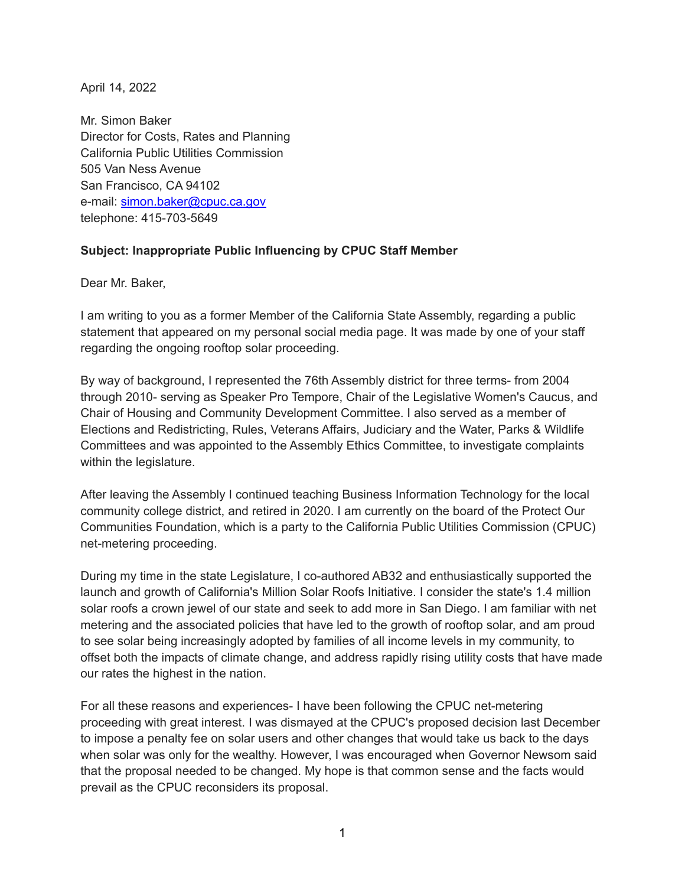April 14, 2022

Mr. Simon Baker
Director for Costs, Rates and Planning
California Public Utilities Commission
505 Van Ness Avenue
San Francisco, CA 94102
e-mail: simon.baker@cpuc.ca.gov
telephone: 415-703-5649

**Subject: Inappropriate Public Influencing by CPUC Staff Member**

Dear Mr. Baker,

I am writing to you as a former Member of the California State Assembly, regarding a public statement that appeared on my personal social media page. It was made by one of your staff regarding the ongoing rooftop solar proceeding.

By way of background, I represented the 76th Assembly district for three terms- from 2004 through 2010- serving as Speaker Pro Tempore, Chair of the Legislative Women's Caucus, and Chair of Housing and Community Development Committee. I also served as a member of Elections and Redistricting, Rules, Veterans Affairs, Judiciary and the Water, Parks & Wildlife Committees and was appointed to the Assembly Ethics Committee, to investigate complaints within the legislature.

After leaving the Assembly I continued teaching Business Information Technology for the local community college district, and retired in 2020. I am currently on the board of the Protect Our Communities Foundation, which is a party to the California Public Utilities Commission (CPUC) net-metering proceeding.

During my time in the state Legislature, I co-authored AB32 and enthusiastically supported the launch and growth of California's Million Solar Roofs Initiative. I consider the state's 1.4 million solar roofs a crown jewel of our state and seek to add more in San Diego. I am familiar with net metering and the associated policies that have led to the growth of rooftop solar, and am proud to see solar being increasingly adopted by families of all income levels in my community, to offset both the impacts of climate change, and address rapidly rising utility costs that have made our rates the highest in the nation.

For all these reasons and experiences- I have been following the CPUC net-metering proceeding with great interest. I was dismayed at the CPUC's proposed decision last December to impose a penalty fee on solar users and other changes that would take us back to the days when solar was only for the wealthy. However, I was encouraged when Governor Newsom said that the proposal needed to be changed. My hope is that common sense and the facts would prevail as the CPUC reconsiders its proposal.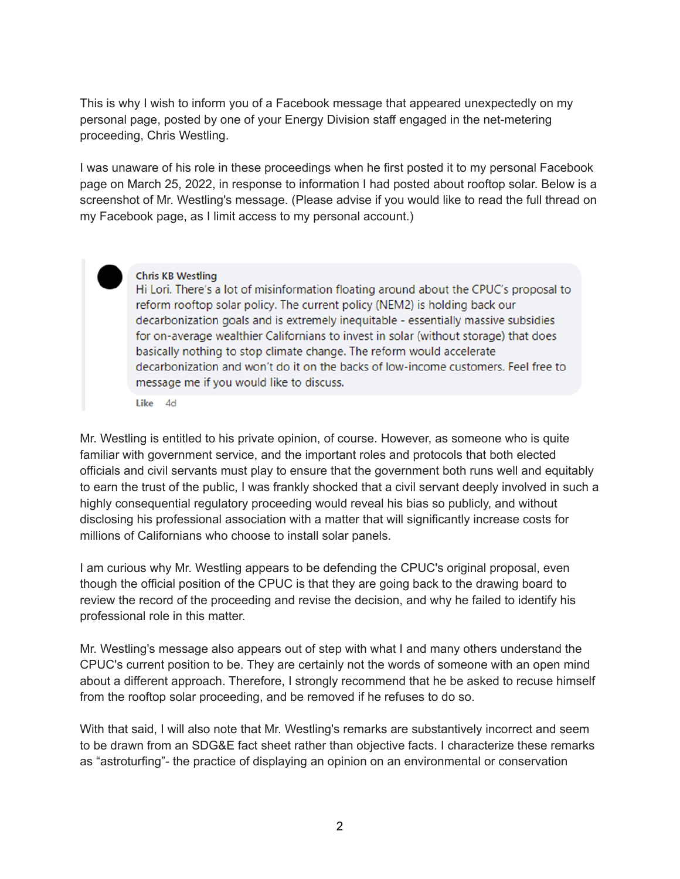This is why I wish to inform you of a Facebook message that appeared unexpectedly on my personal page, posted by one of your Energy Division staff engaged in the net-metering proceeding, Chris Westling.

I was unaware of his role in these proceedings when he first posted it to my personal Facebook page on March 25, 2022, in response to information I had posted about rooftop solar. Below is a screenshot of Mr. Westling's message. (Please advise if you would like to read the full thread on my Facebook page, as I limit access to my personal account.)

> **Chris KB Westling**
> Hi Lori. There's a lot of misinformation floating around about the CPUC's proposal to reform rooftop solar policy. The current policy (NEM2) is holding back our decarbonization goals and is extremely inequitable - essentially massive subsidies for on-average wealthier Californians to invest in solar (without storage) that does basically nothing to stop climate change. The reform would accelerate decarbonization and won't do it on the backs of low-income customers. Feel free to message me if you would like to discuss.
>
> Like 4d

Mr. Westling is entitled to his private opinion, of course. However, as someone who is quite familiar with government service, and the important roles and protocols that both elected officials and civil servants must play to ensure that the government both runs well and equitably to earn the trust of the public, I was frankly shocked that a civil servant deeply involved in such a highly consequential regulatory proceeding would reveal his bias so publicly, and without disclosing his professional association with a matter that will significantly increase costs for millions of Californians who choose to install solar panels.

I am curious why Mr. Westling appears to be defending the CPUC's original proposal, even though the official position of the CPUC is that they are going back to the drawing board to review the record of the proceeding and revise the decision, and why he failed to identify his professional role in this matter.

Mr. Westling's message also appears out of step with what I and many others understand the CPUC's current position to be. They are certainly not the words of someone with an open mind about a different approach. Therefore, I strongly recommend that he be asked to recuse himself from the rooftop solar proceeding, and be removed if he refuses to do so.

With that said, I will also note that Mr. Westling's remarks are substantively incorrect and seem to be drawn from an SDG&E fact sheet rather than objective facts. I characterize these remarks as "astroturfing"- the practice of displaying an opinion on an environmental or conservation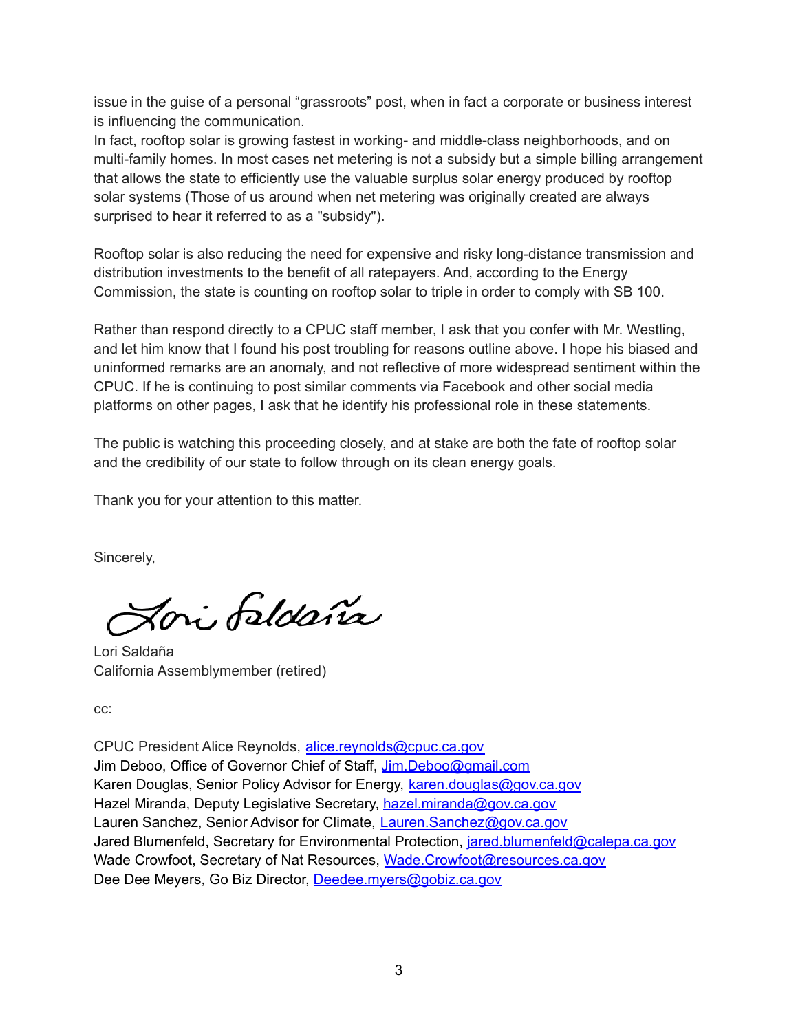issue in the guise of a personal "grassroots" post, when in fact a corporate or business interest is influencing the communication.
In fact, rooftop solar is growing fastest in working- and middle-class neighborhoods, and on multi-family homes. In most cases net metering is not a subsidy but a simple billing arrangement that allows the state to efficiently use the valuable surplus solar energy produced by rooftop solar systems (Those of us around when net metering was originally created are always surprised to hear it referred to as a "subsidy").

Rooftop solar is also reducing the need for expensive and risky long-distance transmission and distribution investments to the benefit of all ratepayers. And, according to the Energy Commission, the state is counting on rooftop solar to triple in order to comply with SB 100.

Rather than respond directly to a CPUC staff member, I ask that you confer with Mr. Westling, and let him know that I found his post troubling for reasons outline above. I hope his biased and uninformed remarks are an anomaly, and not reflective of more widespread sentiment within the CPUC. If he is continuing to post similar comments via Facebook and other social media platforms on other pages, I ask that he identify his professional role in these statements.

The public is watching this proceeding closely, and at stake are both the fate of rooftop solar and the credibility of our state to follow through on its clean energy goals.

Thank you for your attention to this matter.

Sincerely,

Lori Saldaña

Lori Saldaña
California Assemblymember (retired)

cc:

CPUC President Alice Reynolds, alice.reynolds@cpuc.ca.gov
Jim Deboo, Office of Governor Chief of Staff, Jim.Deboo@gmail.com
Karen Douglas, Senior Policy Advisor for Energy, karen.douglas@gov.ca.gov
Hazel Miranda, Deputy Legislative Secretary, hazel.miranda@gov.ca.gov
Lauren Sanchez, Senior Advisor for Climate, Lauren.Sanchez@gov.ca.gov
Jared Blumenfeld, Secretary for Environmental Protection, jared.blumenfeld@calepa.ca.gov
Wade Crowfoot, Secretary of Nat Resources, Wade.Crowfoot@resources.ca.gov
Dee Dee Meyers, Go Biz Director, Deedee.myers@gobiz.ca.gov